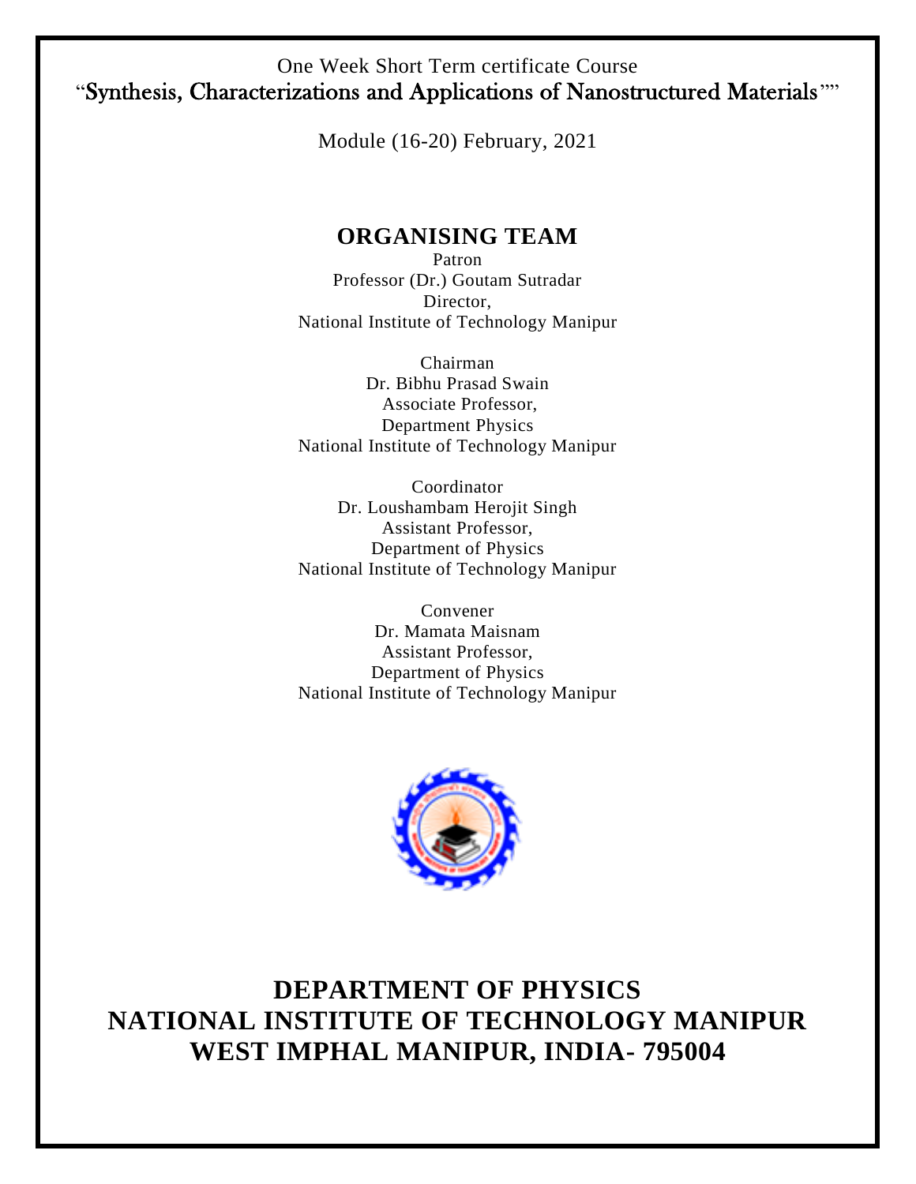One Week Short Term certificate Course

"Synthesis, Characterizations and Applications of Nanostructured Materials""

Module (16-20) February, 2021

## ORGANISING TEAM

Patron
Professor (Dr.) Goutam Sutradar
Director,
National Institute of Technology Manipur

Chairman
Dr. Bibhu Prasad Swain
Associate Professor,
Department Physics
National Institute of Technology Manipur

Coordinator
Dr. Loushambam Herojit Singh
Assistant Professor,
Department of Physics
National Institute of Technology Manipur

Convener
Dr. Mamata Maisnam
Assistant Professor,
Department of Physics
National Institute of Technology Manipur

# DEPARTMENT OF PHYSICS
# NATIONAL INSTITUTE OF TECHNOLOGY MANIPUR
# WEST IMPHAL MANIPUR, INDIA- 795004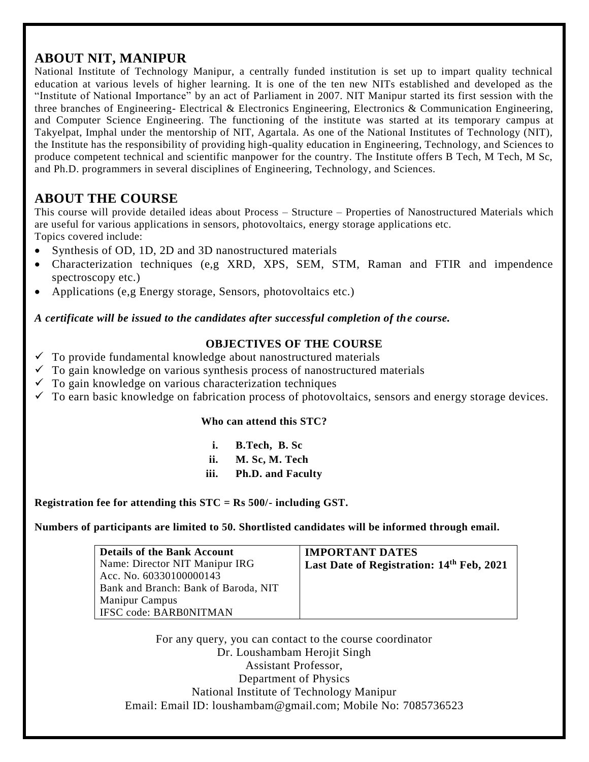## ABOUT NIT, MANIPUR

National Institute of Technology Manipur, a centrally funded institution is set up to impart quality technical education at various levels of higher learning. It is one of the ten new NITs established and developed as the "Institute of National Importance" by an act of Parliament in 2007. NIT Manipur started its first session with the three branches of Engineering- Electrical & Electronics Engineering, Electronics & Communication Engineering, and Computer Science Engineering. The functioning of the institute was started at its temporary campus at Takyelpat, Imphal under the mentorship of NIT, Agartala. As one of the National Institutes of Technology (NIT), the Institute has the responsibility of providing high-quality education in Engineering, Technology, and Sciences to produce competent technical and scientific manpower for the country. The Institute offers B Tech, M Tech, M Sc, and Ph.D. programmers in several disciplines of Engineering, Technology, and Sciences.

## ABOUT THE COURSE

This course will provide detailed ideas about Process – Structure – Properties of Nanostructured Materials which are useful for various applications in sensors, photovoltaics, energy storage applications etc.

Topics covered include:

- Synthesis of OD, 1D, 2D and 3D nanostructured materials
- Characterization techniques (e,g XRD, XPS, SEM, STM, Raman and FTIR and impendence spectroscopy etc.)
- Applications (e,g Energy storage, Sensors, photovoltaics etc.)

***A certificate will be issued to the candidates after successful completion of the course.***

### OBJECTIVES OF THE COURSE

- ✓ To provide fundamental knowledge about nanostructured materials
- ✓ To gain knowledge on various synthesis process of nanostructured materials
- ✓ To gain knowledge on various characterization techniques
- ✓ To earn basic knowledge on fabrication process of photovoltaics, sensors and energy storage devices.

**Who can attend this STC?**

i. **B.Tech, B. Sc**
ii. **M. Sc, M. Tech**
iii. **Ph.D. and Faculty**

**Registration fee for attending this STC = Rs 500/- including GST.**

**Numbers of participants are limited to 50. Shortlisted candidates will be informed through email.**

| **Details of the Bank Account** | **IMPORTANT DATES** |
|---|---|
| Name: Director NIT Manipur IRG<br>Acc. No. 60330100000143<br>Bank and Branch: Bank of Baroda, NIT Manipur Campus<br>IFSC code: BARB0NITMAN | **Last Date of Registration: 14th Feb, 2021** |

For any query, you can contact to the course coordinator
Dr. Loushambam Herojit Singh
Assistant Professor,
Department of Physics
National Institute of Technology Manipur
Email: Email ID: loushambam@gmail.com; Mobile No: 7085736523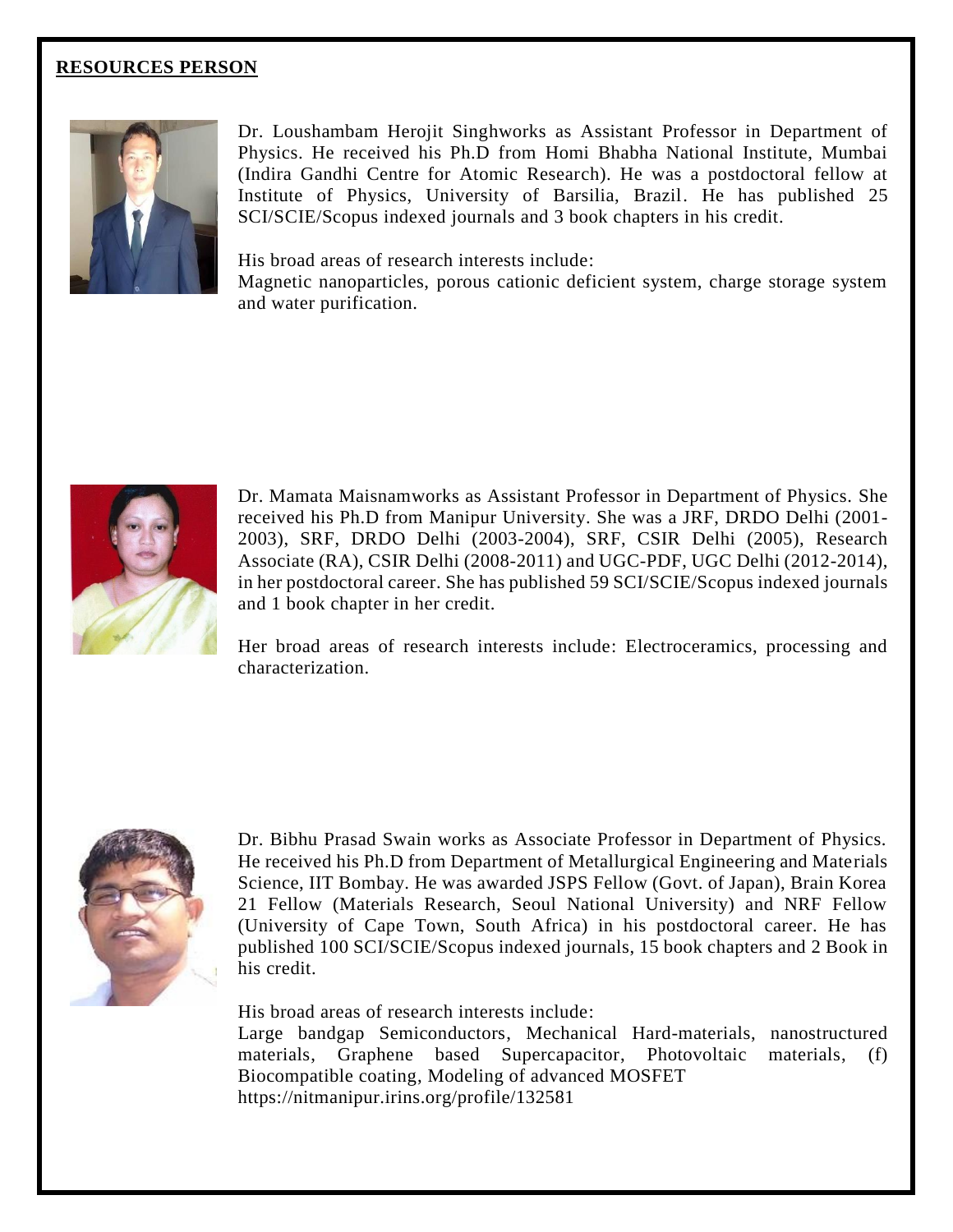## RESOURCES PERSON

Dr. Loushambam Herojit Singhworks as Assistant Professor in Department of Physics. He received his Ph.D from Homi Bhabha National Institute, Mumbai (Indira Gandhi Centre for Atomic Research). He was a postdoctoral fellow at Institute of Physics, University of Barsilia, Brazil. He has published 25 SCI/SCIE/Scopus indexed journals and 3 book chapters in his credit.

His broad areas of research interests include:
Magnetic nanoparticles, porous cationic deficient system, charge storage system and water purification.

Dr. Mamata Maisnamworks as Assistant Professor in Department of Physics. She received his Ph.D from Manipur University. She was a JRF, DRDO Delhi (2001-2003), SRF, DRDO Delhi (2003-2004), SRF, CSIR Delhi (2005), Research Associate (RA), CSIR Delhi (2008-2011) and UGC-PDF, UGC Delhi (2012-2014), in her postdoctoral career. She has published 59 SCI/SCIE/Scopus indexed journals and 1 book chapter in her credit.

Her broad areas of research interests include: Electroceramics, processing and characterization.

Dr. Bibhu Prasad Swain works as Associate Professor in Department of Physics. He received his Ph.D from Department of Metallurgical Engineering and Materials Science, IIT Bombay. He was awarded JSPS Fellow (Govt. of Japan), Brain Korea 21 Fellow (Materials Research, Seoul National University) and NRF Fellow (University of Cape Town, South Africa) in his postdoctoral career. He has published 100 SCI/SCIE/Scopus indexed journals, 15 book chapters and 2 Book in his credit.

His broad areas of research interests include:
Large bandgap Semiconductors, Mechanical Hard-materials, nanostructured materials, Graphene based Supercapacitor, Photovoltaic materials, (f) Biocompatible coating, Modeling of advanced MOSFET
https://nitmanipur.irins.org/profile/132581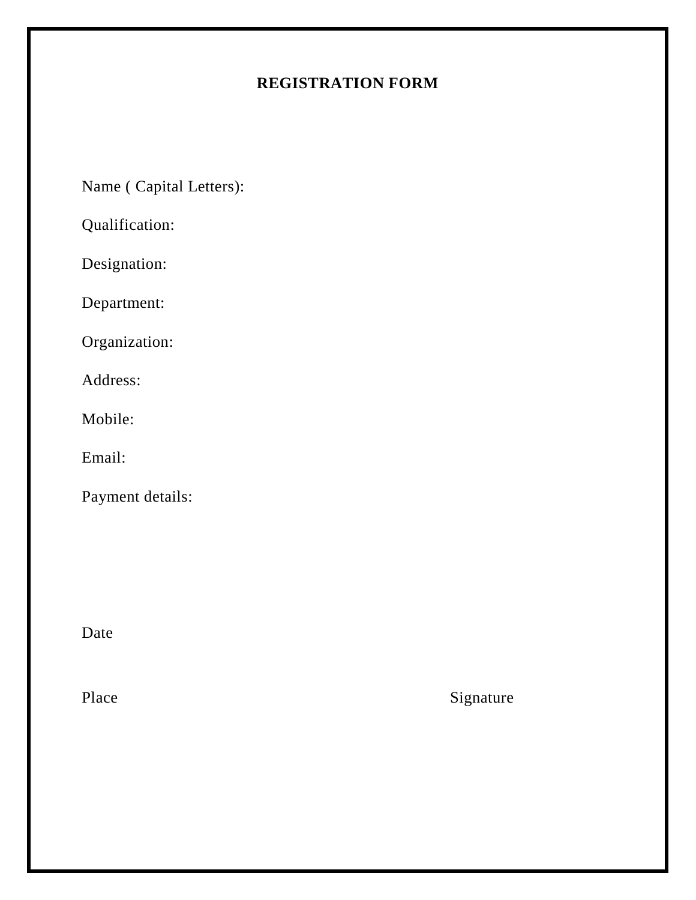# REGISTRATION FORM

Name ( Capital Letters):

Qualification:

Designation:

Department:

Organization:

Address:

Mobile:

Email:

Payment details:

Date

Place                                                                                    Signature